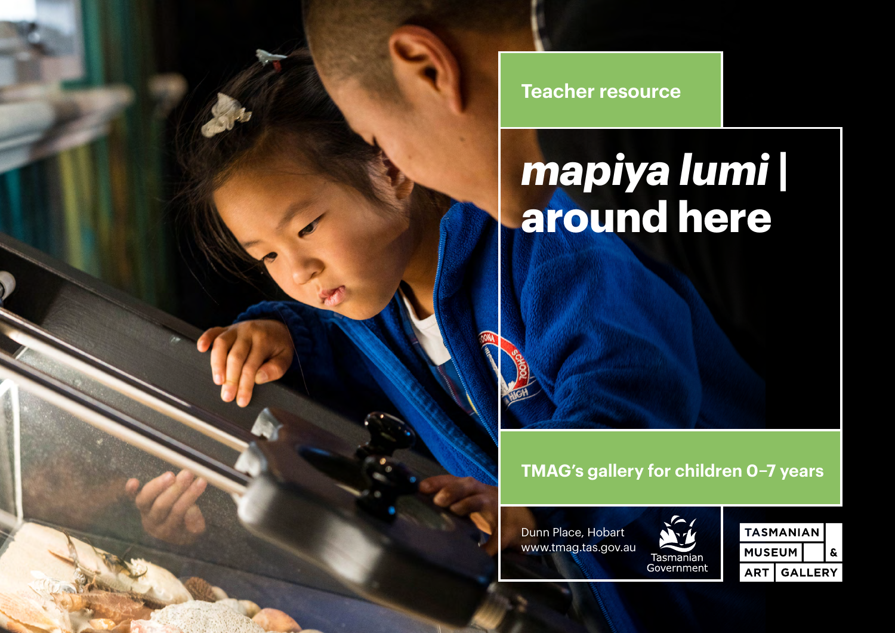Teacher resource

# *mapiya lumi* | around here

TMAG's gallery for children 0–7 years

Dunn Place, Hobart
www.tmag.tas.gov.au

Tasmanian Government

TASMANIAN MUSEUM & ART GALLERY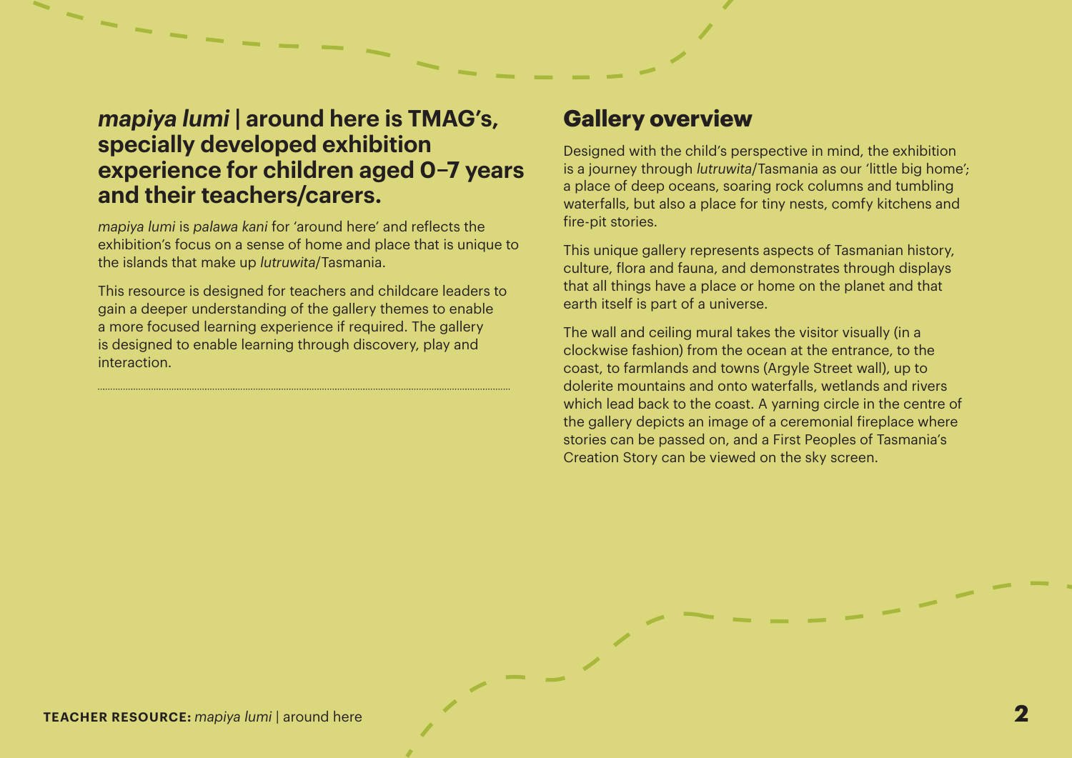## *mapiya lumi* | around here is TMAG's, specially developed exhibition experience for children aged 0–7 years and their teachers/carers.

*mapiya lumi* is *palawa kani* for 'around here' and reflects the exhibition's focus on a sense of home and place that is unique to the islands that make up *lutruwita*/Tasmania.

This resource is designed for teachers and childcare leaders to gain a deeper understanding of the gallery themes to enable a more focused learning experience if required. The gallery is designed to enable learning through discovery, play and interaction.

## Gallery overview

Designed with the child's perspective in mind, the exhibition is a journey through *lutruwita*/Tasmania as our 'little big home'; a place of deep oceans, soaring rock columns and tumbling waterfalls, but also a place for tiny nests, comfy kitchens and fire-pit stories.

This unique gallery represents aspects of Tasmanian history, culture, flora and fauna, and demonstrates through displays that all things have a place or home on the planet and that earth itself is part of a universe.

The wall and ceiling mural takes the visitor visually (in a clockwise fashion) from the ocean at the entrance, to the coast, to farmlands and towns (Argyle Street wall), up to dolerite mountains and onto waterfalls, wetlands and rivers which lead back to the coast. A yarning circle in the centre of the gallery depicts an image of a ceremonial fireplace where stories can be passed on, and a First Peoples of Tasmania's Creation Story can be viewed on the sky screen.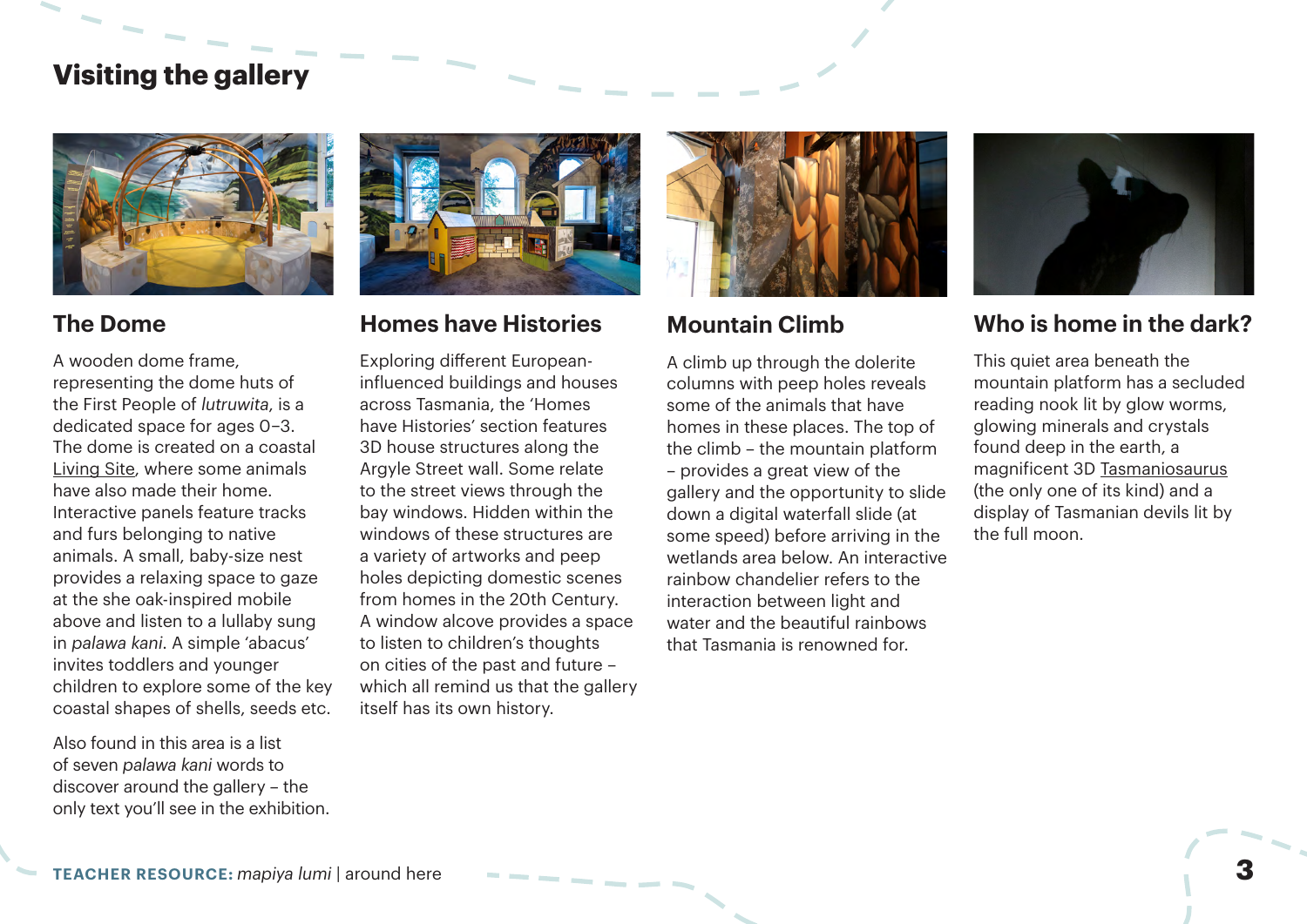# Visiting the gallery

## The Dome

A wooden dome frame, representing the dome huts of the First People of *lutruwita*, is a dedicated space for ages 0–3. The dome is created on a coastal Living Site, where some animals have also made their home. Interactive panels feature tracks and furs belonging to native animals. A small, baby-size nest provides a relaxing space to gaze at the she oak-inspired mobile above and listen to a lullaby sung in *palawa kani*. A simple 'abacus' invites toddlers and younger children to explore some of the key coastal shapes of shells, seeds etc.

Also found in this area is a list of seven *palawa kani* words to discover around the gallery – the only text you'll see in the exhibition.

## Homes have Histories

Exploring different European-influenced buildings and houses across Tasmania, the 'Homes have Histories' section features 3D house structures along the Argyle Street wall. Some relate to the street views through the bay windows. Hidden within the windows of these structures are a variety of artworks and peep holes depicting domestic scenes from homes in the 20th Century. A window alcove provides a space to listen to children's thoughts on cities of the past and future – which all remind us that the gallery itself has its own history.

## Mountain Climb

A climb up through the dolerite columns with peep holes reveals some of the animals that have homes in these places. The top of the climb – the mountain platform – provides a great view of the gallery and the opportunity to slide down a digital waterfall slide (at some speed) before arriving in the wetlands area below. An interactive rainbow chandelier refers to the interaction between light and water and the beautiful rainbows that Tasmania is renowned for.

## Who is home in the dark?

This quiet area beneath the mountain platform has a secluded reading nook lit by glow worms, glowing minerals and crystals found deep in the earth, a magnificent 3D Tasmaniosaurus (the only one of its kind) and a display of Tasmanian devils lit by the full moon.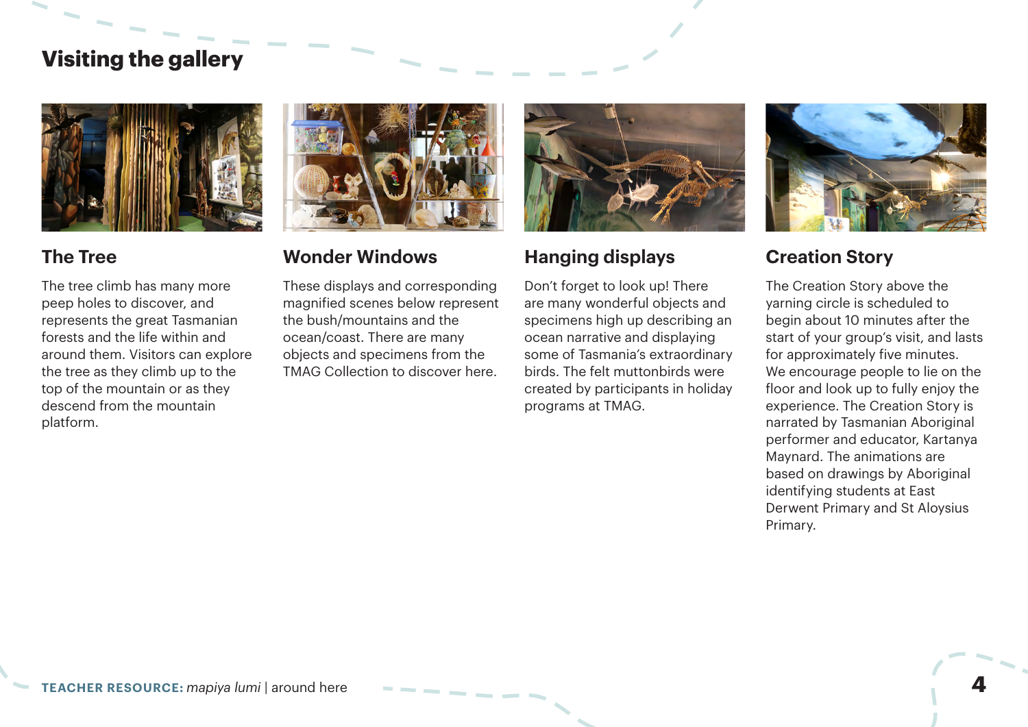## Visiting the gallery

### The Tree

The tree climb has many more peep holes to discover, and represents the great Tasmanian forests and the life within and around them. Visitors can explore the tree as they climb up to the top of the mountain or as they descend from the mountain platform.

### Wonder Windows

These displays and corresponding magnified scenes below represent the bush/mountains and the ocean/coast. There are many objects and specimens from the TMAG Collection to discover here.

### Hanging displays

Don't forget to look up! There are many wonderful objects and specimens high up describing an ocean narrative and displaying some of Tasmania's extraordinary birds. The felt muttonbirds were created by participants in holiday programs at TMAG.

### Creation Story

The Creation Story above the yarning circle is scheduled to begin about 10 minutes after the start of your group's visit, and lasts for approximately five minutes. We encourage people to lie on the floor and look up to fully enjoy the experience. The Creation Story is narrated by Tasmanian Aboriginal performer and educator, Kartanya Maynard. The animations are based on drawings by Aboriginal identifying students at East Derwent Primary and St Aloysius Primary.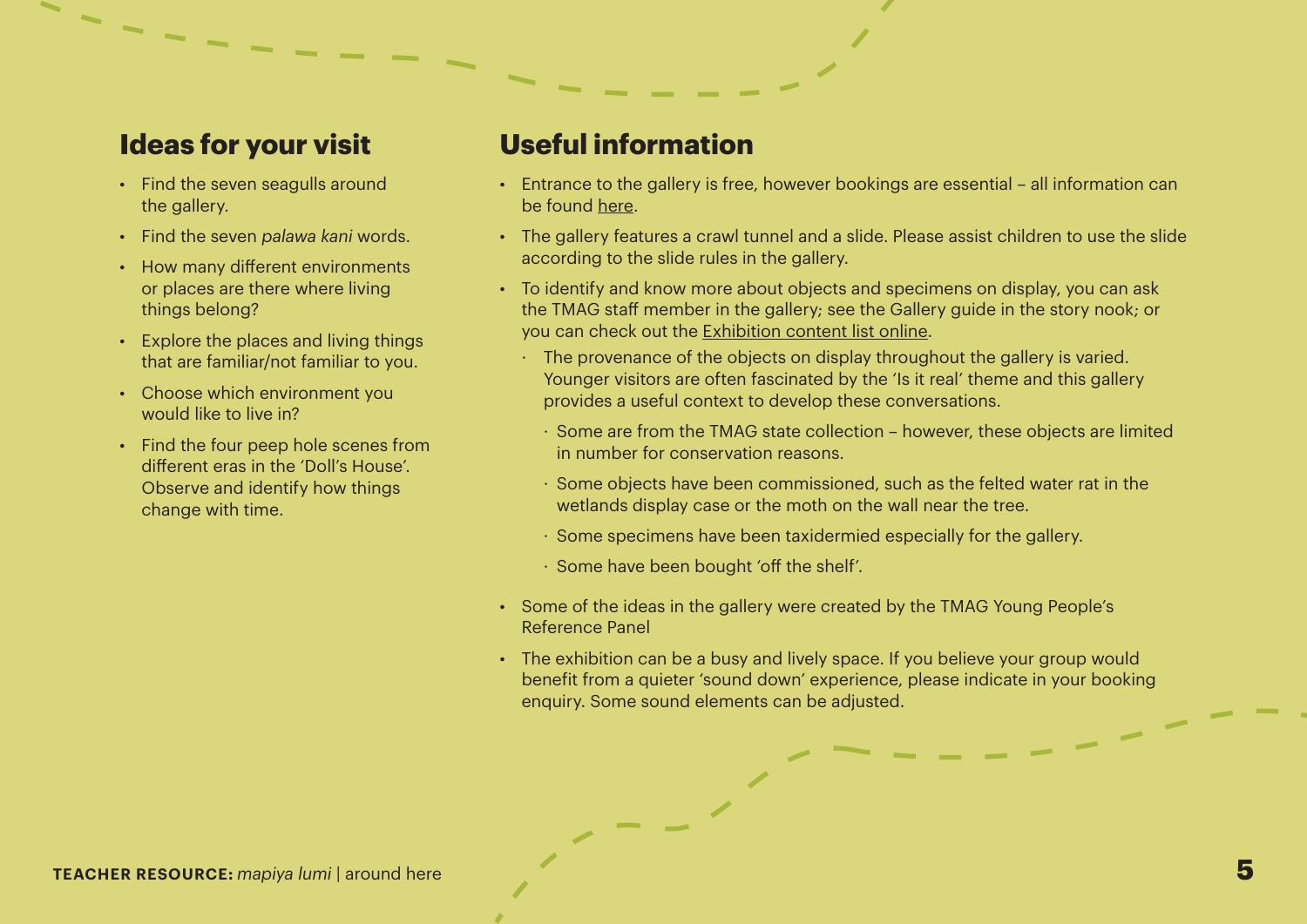## Ideas for your visit

- Find the seven seagulls around the gallery.
- Find the seven *palawa kani* words.
- How many different environments or places are there where living things belong?
- Explore the places and living things that are familiar/not familiar to you.
- Choose which environment you would like to live in?
- Find the four peep hole scenes from different eras in the 'Doll's House'. Observe and identify how things change with time.

## Useful information

- Entrance to the gallery is free, however bookings are essential – all information can be found here.
- The gallery features a crawl tunnel and a slide. Please assist children to use the slide according to the slide rules in the gallery.
- To identify and know more about objects and specimens on display, you can ask the TMAG staff member in the gallery; see the Gallery guide in the story nook; or you can check out the Exhibition content list online.
  - The provenance of the objects on display throughout the gallery is varied. Younger visitors are often fascinated by the 'Is it real' theme and this gallery provides a useful context to develop these conversations.
    - Some are from the TMAG state collection – however, these objects are limited in number for conservation reasons.
    - Some objects have been commissioned, such as the felted water rat in the wetlands display case or the moth on the wall near the tree.
    - Some specimens have been taxidermied especially for the gallery.
    - Some have been bought 'off the shelf'.
- Some of the ideas in the gallery were created by the TMAG Young People's Reference Panel
- The exhibition can be a busy and lively space. If you believe your group would benefit from a quieter 'sound down' experience, please indicate in your booking enquiry. Some sound elements can be adjusted.